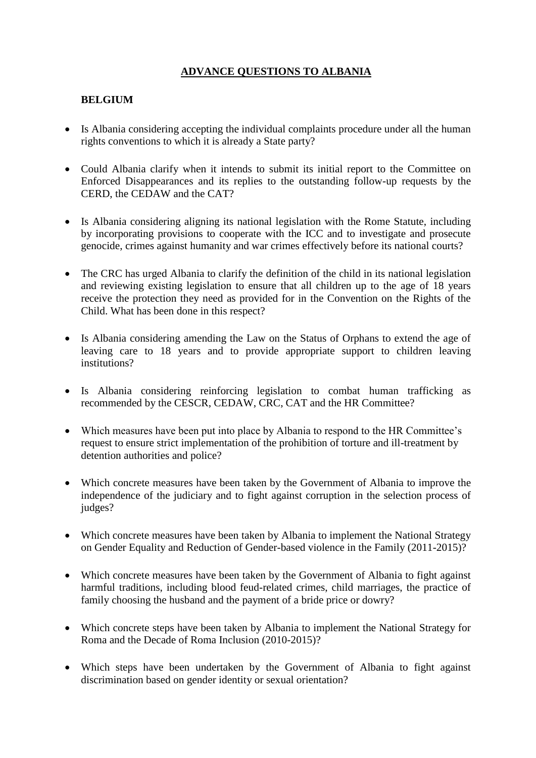# ADVANCE QUESTIONS TO ALBANIA

## BELGIUM

- Is Albania considering accepting the individual complaints procedure under all the human rights conventions to which it is already a State party?

- Could Albania clarify when it intends to submit its initial report to the Committee on Enforced Disappearances and its replies to the outstanding follow-up requests by the CERD, the CEDAW and the CAT?

- Is Albania considering aligning its national legislation with the Rome Statute, including by incorporating provisions to cooperate with the ICC and to investigate and prosecute genocide, crimes against humanity and war crimes effectively before its national courts?

- The CRC has urged Albania to clarify the definition of the child in its national legislation and reviewing existing legislation to ensure that all children up to the age of 18 years receive the protection they need as provided for in the Convention on the Rights of the Child. What has been done in this respect?

- Is Albania considering amending the Law on the Status of Orphans to extend the age of leaving care to 18 years and to provide appropriate support to children leaving institutions?

- Is Albania considering reinforcing legislation to combat human trafficking as recommended by the CESCR, CEDAW, CRC, CAT and the HR Committee?

- Which measures have been put into place by Albania to respond to the HR Committee's request to ensure strict implementation of the prohibition of torture and ill-treatment by detention authorities and police?

- Which concrete measures have been taken by the Government of Albania to improve the independence of the judiciary and to fight against corruption in the selection process of judges?

- Which concrete measures have been taken by Albania to implement the National Strategy on Gender Equality and Reduction of Gender-based violence in the Family (2011-2015)?

- Which concrete measures have been taken by the Government of Albania to fight against harmful traditions, including blood feud-related crimes, child marriages, the practice of family choosing the husband and the payment of a bride price or dowry?

- Which concrete steps have been taken by Albania to implement the National Strategy for Roma and the Decade of Roma Inclusion (2010-2015)?

- Which steps have been undertaken by the Government of Albania to fight against discrimination based on gender identity or sexual orientation?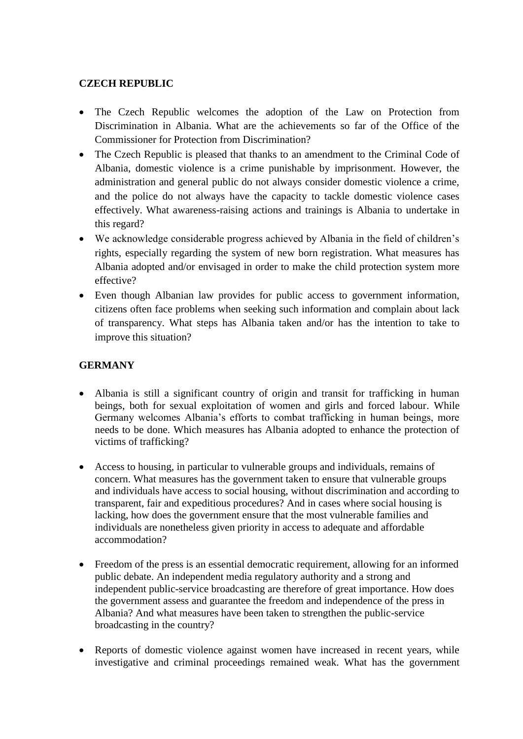**CZECH REPUBLIC**

- The Czech Republic welcomes the adoption of the Law on Protection from Discrimination in Albania. What are the achievements so far of the Office of the Commissioner for Protection from Discrimination?
- The Czech Republic is pleased that thanks to an amendment to the Criminal Code of Albania, domestic violence is a crime punishable by imprisonment. However, the administration and general public do not always consider domestic violence a crime, and the police do not always have the capacity to tackle domestic violence cases effectively. What awareness-raising actions and trainings is Albania to undertake in this regard?
- We acknowledge considerable progress achieved by Albania in the field of children's rights, especially regarding the system of new born registration. What measures has Albania adopted and/or envisaged in order to make the child protection system more effective?
- Even though Albanian law provides for public access to government information, citizens often face problems when seeking such information and complain about lack of transparency. What steps has Albania taken and/or has the intention to take to improve this situation?

**GERMANY**

- Albania is still a significant country of origin and transit for trafficking in human beings, both for sexual exploitation of women and girls and forced labour. While Germany welcomes Albania's efforts to combat trafficking in human beings, more needs to be done. Which measures has Albania adopted to enhance the protection of victims of trafficking?

- Access to housing, in particular to vulnerable groups and individuals, remains of concern. What measures has the government taken to ensure that vulnerable groups and individuals have access to social housing, without discrimination and according to transparent, fair and expeditious procedures? And in cases where social housing is lacking, how does the government ensure that the most vulnerable families and individuals are nonetheless given priority in access to adequate and affordable accommodation?

- Freedom of the press is an essential democratic requirement, allowing for an informed public debate. An independent media regulatory authority and a strong and independent public-service broadcasting are therefore of great importance. How does the government assess and guarantee the freedom and independence of the press in Albania? And what measures have been taken to strengthen the public-service broadcasting in the country?

- Reports of domestic violence against women have increased in recent years, while investigative and criminal proceedings remained weak. What has the government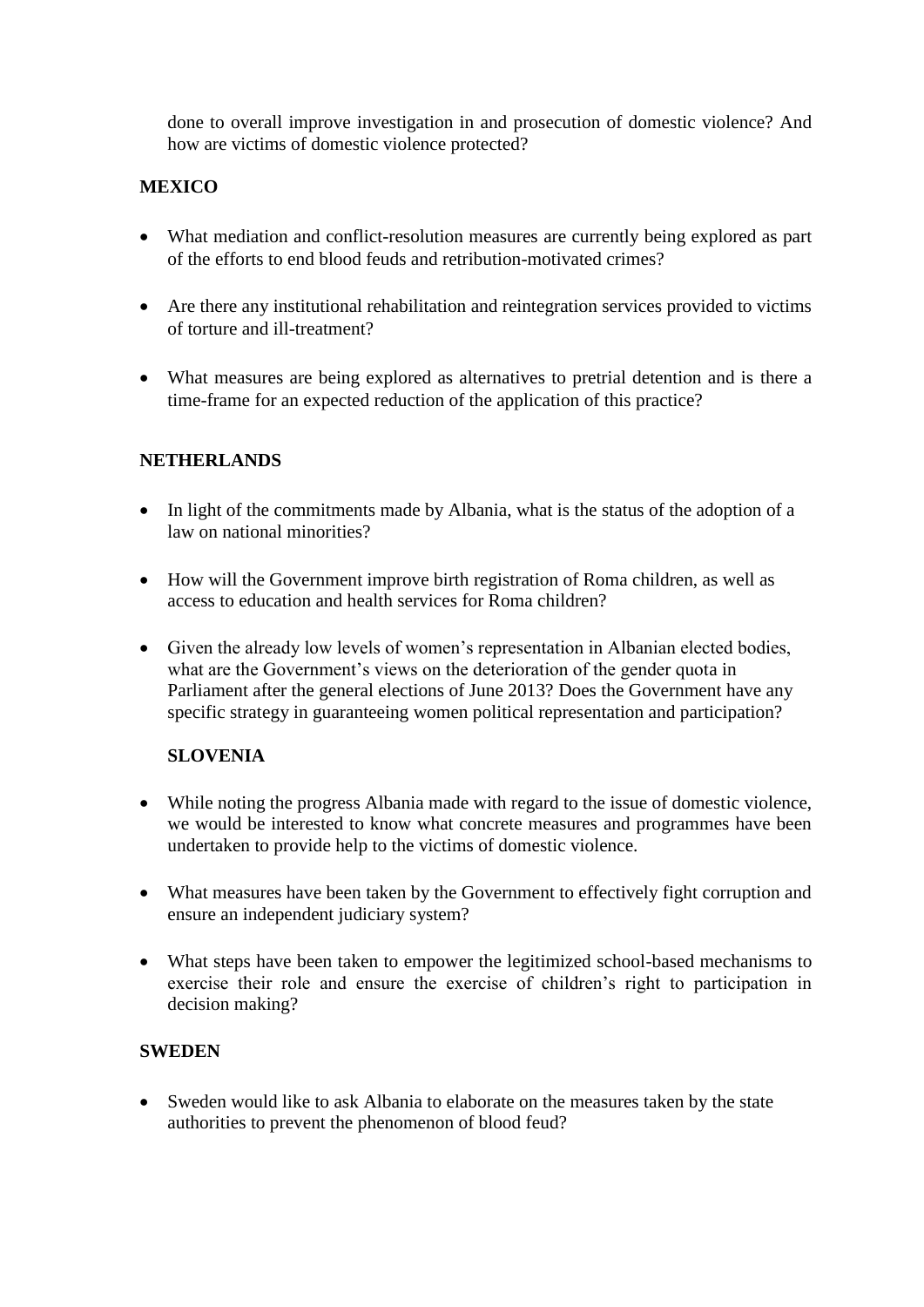done to overall improve investigation in and prosecution of domestic violence? And how are victims of domestic violence protected?

**MEXICO**

- What mediation and conflict-resolution measures are currently being explored as part of the efforts to end blood feuds and retribution-motivated crimes?

- Are there any institutional rehabilitation and reintegration services provided to victims of torture and ill-treatment?

- What measures are being explored as alternatives to pretrial detention and is there a time-frame for an expected reduction of the application of this practice?

**NETHERLANDS**

- In light of the commitments made by Albania, what is the status of the adoption of a law on national minorities?

- How will the Government improve birth registration of Roma children, as well as access to education and health services for Roma children?

- Given the already low levels of women's representation in Albanian elected bodies, what are the Government's views on the deterioration of the gender quota in Parliament after the general elections of June 2013? Does the Government have any specific strategy in guaranteeing women political representation and participation?

**SLOVENIA**

- While noting the progress Albania made with regard to the issue of domestic violence, we would be interested to know what concrete measures and programmes have been undertaken to provide help to the victims of domestic violence.

- What measures have been taken by the Government to effectively fight corruption and ensure an independent judiciary system?

- What steps have been taken to empower the legitimized school-based mechanisms to exercise their role and ensure the exercise of children's right to participation in decision making?

**SWEDEN**

- Sweden would like to ask Albania to elaborate on the measures taken by the state authorities to prevent the phenomenon of blood feud?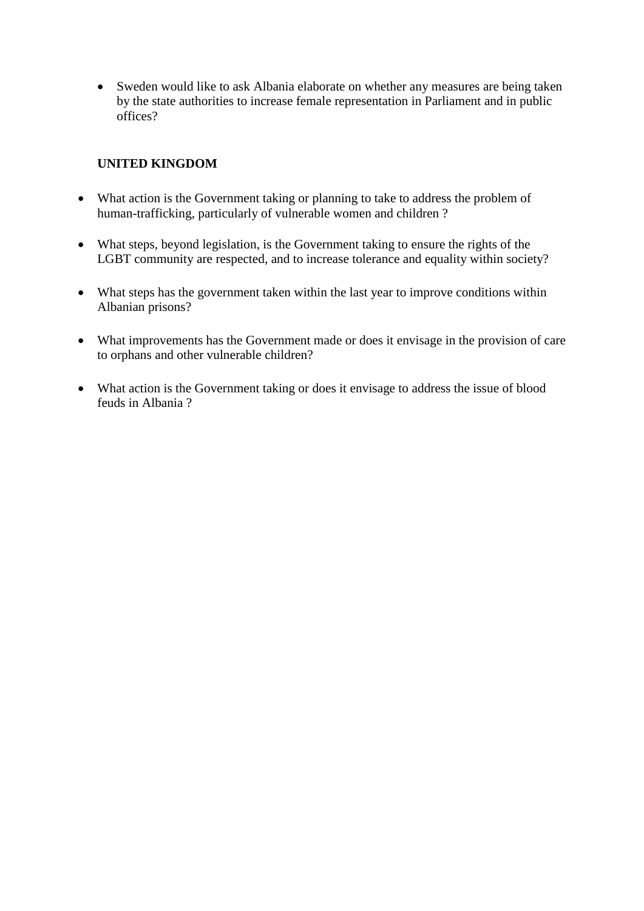- Sweden would like to ask Albania elaborate on whether any measures are being taken by the state authorities to increase female representation in Parliament and in public offices?

**UNITED KINGDOM**

- What action is the Government taking or planning to take to address the problem of human-trafficking, particularly of vulnerable women and children ?
- What steps, beyond legislation, is the Government taking to ensure the rights of the LGBT community are respected, and to increase tolerance and equality within society?
- What steps has the government taken within the last year to improve conditions within Albanian prisons?
- What improvements has the Government made or does it envisage in the provision of care to orphans and other vulnerable children?
- What action is the Government taking or does it envisage to address the issue of blood feuds in Albania ?